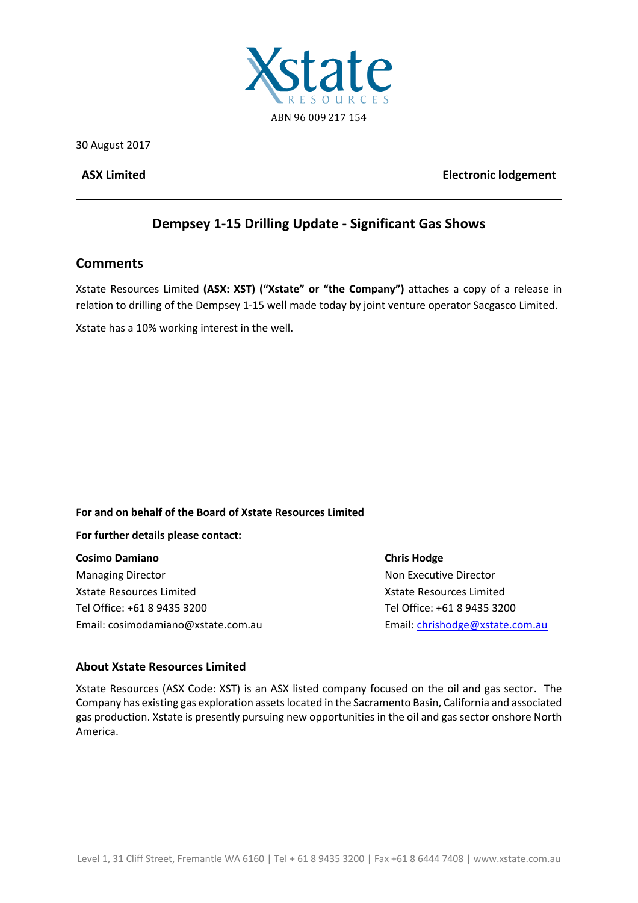Xstate RESOURCES

ABN 96 009 217 154

30 August 2017

**ASX Limited** **Electronic lodgement**

## Dempsey 1-15 Drilling Update - Significant Gas Shows

## Comments

Xstate Resources Limited **(ASX: XST) ("Xstate" or "the Company")** attaches a copy of a release in relation to drilling of the Dempsey 1-15 well made today by joint venture operator Sacgasco Limited.

Xstate has a 10% working interest in the well.

**For and on behalf of the Board of Xstate Resources Limited**

**For further details please contact:**

**Cosimo Damiano**
Managing Director
Xstate Resources Limited
Tel Office: +61 8 9435 3200
Email: cosimodamiano@xstate.com.au

**Chris Hodge**
Non Executive Director
Xstate Resources Limited
Tel Office: +61 8 9435 3200
Email: chrishodge@xstate.com.au

### About Xstate Resources Limited

Xstate Resources (ASX Code: XST) is an ASX listed company focused on the oil and gas sector. The Company has existing gas exploration assets located in the Sacramento Basin, California and associated gas production. Xstate is presently pursuing new opportunities in the oil and gas sector onshore North America.

Level 1, 31 Cliff Street, Fremantle WA 6160 | Tel + 61 8 9435 3200 | Fax +61 8 6444 7408 | www.xstate.com.au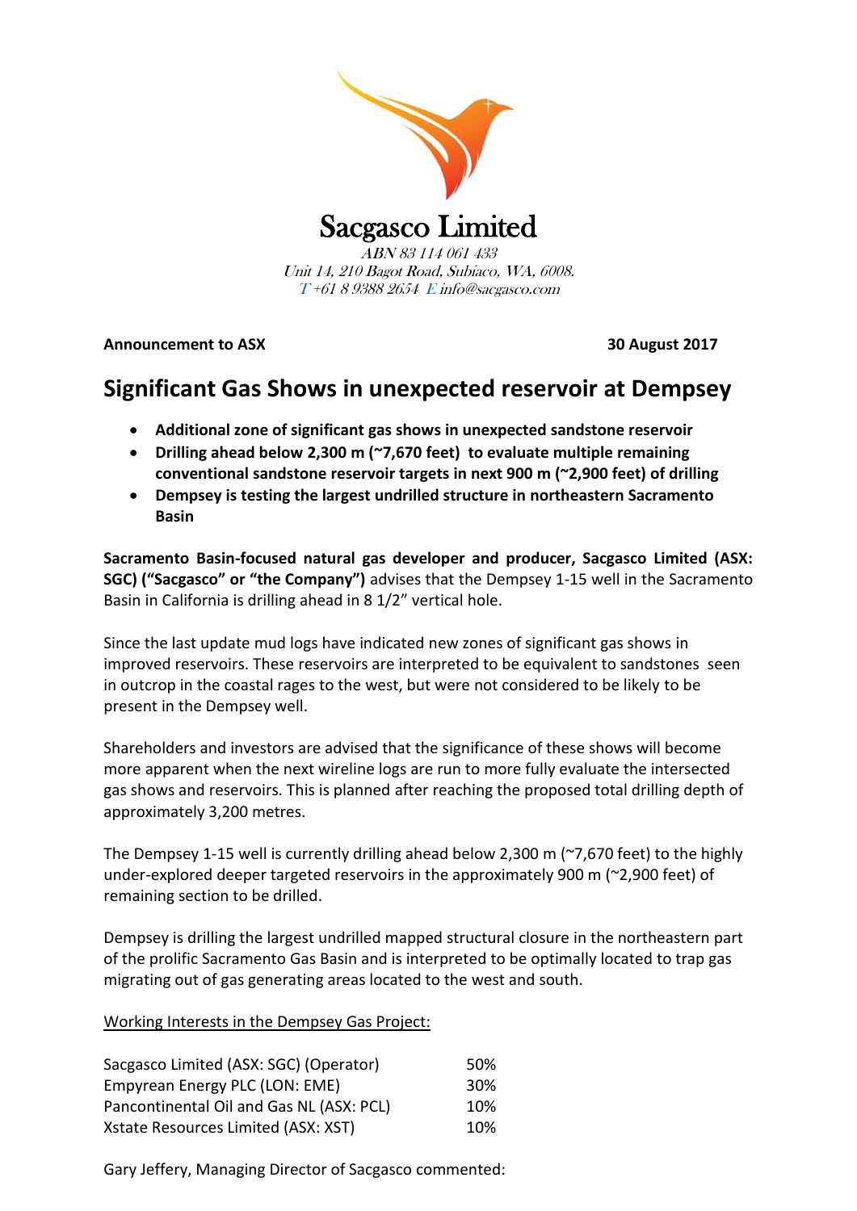Sacgasco Limited

*ABN 83 114 061 433*
*Unit 14, 210 Bagot Road, Subiaco, WA, 6008.*
*T +61 8 9388 2654 E info@sacgasco.com*

**Announcement to ASX** **30 August 2017**

# Significant Gas Shows in unexpected reservoir at Dempsey

- **Additional zone of significant gas shows in unexpected sandstone reservoir**
- **Drilling ahead below 2,300 m (~7,670 feet) to evaluate multiple remaining conventional sandstone reservoir targets in next 900 m (~2,900 feet) of drilling**
- **Dempsey is testing the largest undrilled structure in northeastern Sacramento Basin**

**Sacramento Basin-focused natural gas developer and producer, Sacgasco Limited (ASX: SGC) ("Sacgasco" or "the Company")** advises that the Dempsey 1-15 well in the Sacramento Basin in California is drilling ahead in 8 1/2" vertical hole.

Since the last update mud logs have indicated new zones of significant gas shows in improved reservoirs. These reservoirs are interpreted to be equivalent to sandstones seen in outcrop in the coastal rages to the west, but were not considered to be likely to be present in the Dempsey well.

Shareholders and investors are advised that the significance of these shows will become more apparent when the next wireline logs are run to more fully evaluate the intersected gas shows and reservoirs. This is planned after reaching the proposed total drilling depth of approximately 3,200 metres.

The Dempsey 1-15 well is currently drilling ahead below 2,300 m (~7,670 feet) to the highly under-explored deeper targeted reservoirs in the approximately 900 m (~2,900 feet) of remaining section to be drilled.

Dempsey is drilling the largest undrilled mapped structural closure in the northeastern part of the prolific Sacramento Gas Basin and is interpreted to be optimally located to trap gas migrating out of gas generating areas located to the west and south.

Working Interests in the Dempsey Gas Project:

| Company | Interest |
|---|---|
| Sacgasco Limited (ASX: SGC) (Operator) | 50% |
| Empyrean Energy PLC (LON: EME) | 30% |
| Pancontinental Oil and Gas NL (ASX: PCL) | 10% |
| Xstate Resources Limited (ASX: XST) | 10% |

Gary Jeffery, Managing Director of Sacgasco commented: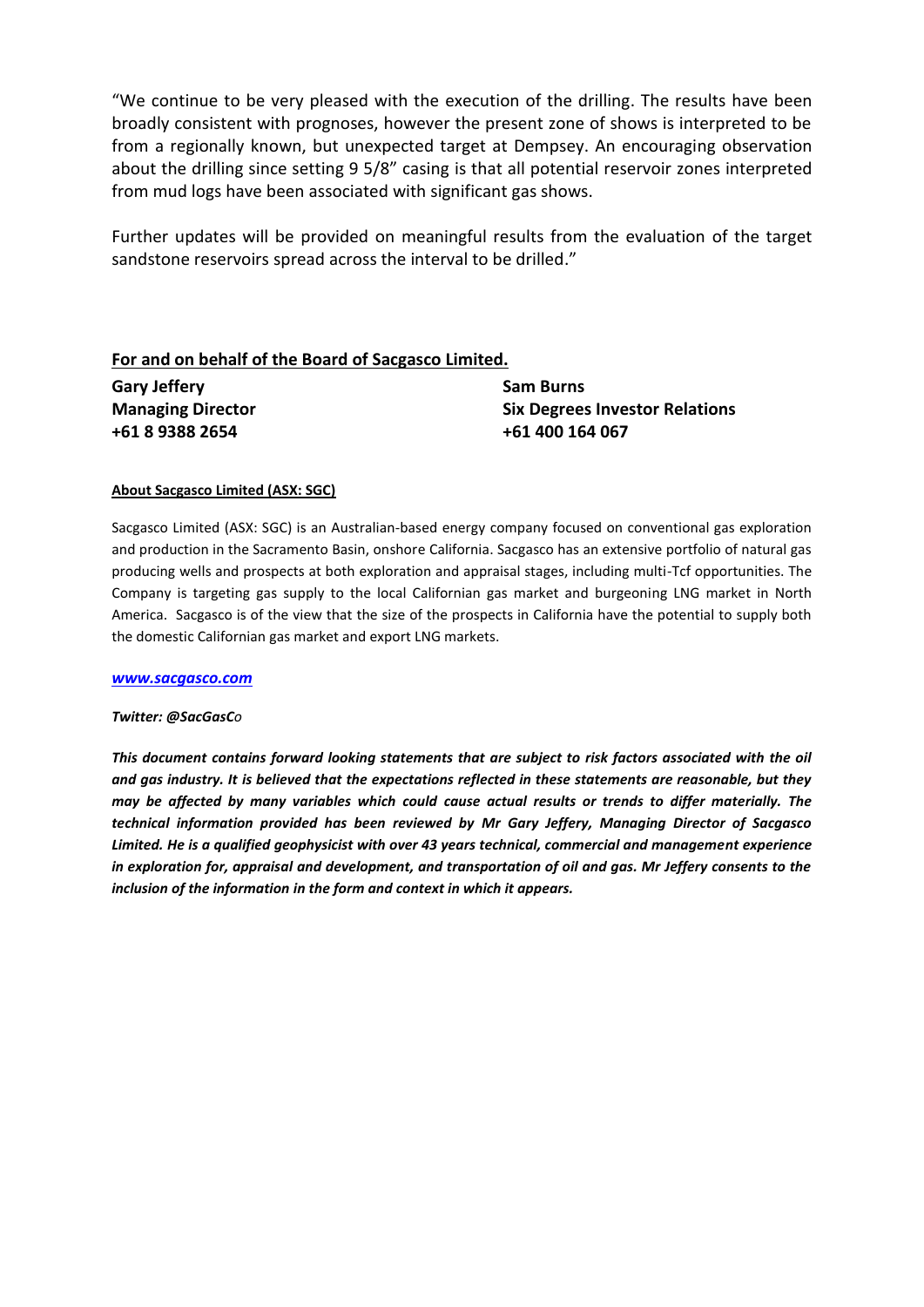"We continue to be very pleased with the execution of the drilling. The results have been broadly consistent with prognoses, however the present zone of shows is interpreted to be from a regionally known, but unexpected target at Dempsey. An encouraging observation about the drilling since setting 9 5/8" casing is that all potential reservoir zones interpreted from mud logs have been associated with significant gas shows.

Further updates will be provided on meaningful results from the evaluation of the target sandstone reservoirs spread across the interval to be drilled."

**For and on behalf of the Board of Sacgasco Limited.**

**Gary Jeffery**
**Managing Director**
**+61 8 9388 2654**

**Sam Burns**
**Six Degrees Investor Relations**
**+61 400 164 067**

**About Sacgasco Limited (ASX: SGC)**

Sacgasco Limited (ASX: SGC) is an Australian-based energy company focused on conventional gas exploration and production in the Sacramento Basin, onshore California. Sacgasco has an extensive portfolio of natural gas producing wells and prospects at both exploration and appraisal stages, including multi-Tcf opportunities. The Company is targeting gas supply to the local Californian gas market and burgeoning LNG market in North America. Sacgasco is of the view that the size of the prospects in California have the potential to supply both the domestic Californian gas market and export LNG markets.

***www.sacgasco.com***

***Twitter: @SacGasCo***

***This document contains forward looking statements that are subject to risk factors associated with the oil and gas industry. It is believed that the expectations reflected in these statements are reasonable, but they may be affected by many variables which could cause actual results or trends to differ materially. The technical information provided has been reviewed by Mr Gary Jeffery, Managing Director of Sacgasco Limited. He is a qualified geophysicist with over 43 years technical, commercial and management experience in exploration for, appraisal and development, and transportation of oil and gas. Mr Jeffery consents to the inclusion of the information in the form and context in which it appears.***